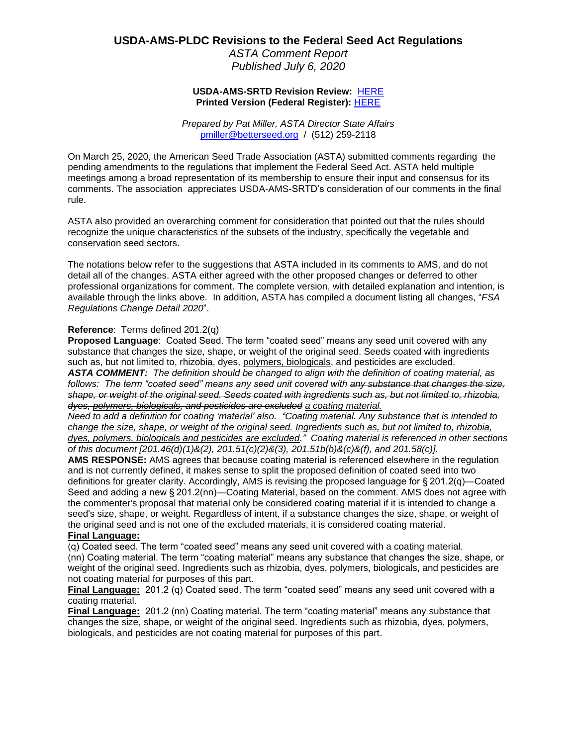# USDA-AMS-PLDC Revisions to the Federal Seed Act Regulations

*ASTA Comment Report*
*Published July 6, 2020*

**USDA-AMS-SRTD Revision Review:** HERE
**Printed Version (Federal Register):** HERE

*Prepared by Pat Miller, ASTA Director State Affairs*
pmiller@betterseed.org / (512) 259-2118

On March 25, 2020, the American Seed Trade Association (ASTA) submitted comments regarding the pending amendments to the regulations that implement the Federal Seed Act. ASTA held multiple meetings among a broad representation of its membership to ensure their input and consensus for its comments. The association appreciates USDA-AMS-SRTD's consideration of our comments in the final rule.

ASTA also provided an overarching comment for consideration that pointed out that the rules should recognize the unique characteristics of the subsets of the industry, specifically the vegetable and conservation seed sectors.

The notations below refer to the suggestions that ASTA included in its comments to AMS, and do not detail all of the changes. ASTA either agreed with the other proposed changes or deferred to other professional organizations for comment. The complete version, with detailed explanation and intention, is available through the links above. In addition, ASTA has compiled a document listing all changes, "*FSA Regulations Change Detail 2020*".

**Reference**: Terms defined 201.2(q)

**Proposed Language**: Coated Seed. The term "coated seed" means any seed unit covered with any substance that changes the size, shape, or weight of the original seed. Seeds coated with ingredients such as, but not limited to, rhizobia, dyes, <u>polymers, biologicals</u>, and pesticides are excluded.

***ASTA COMMENT:*** *The definition should be changed to align with the definition of coating material, as follows: The term "coated seed" means any seed unit covered with ~~any substance that changes the size, shape, or weight of the original seed. Seeds coated with ingredients such as, but not limited to, rhizobia, dyes, polymers, biologicals, and pesticides are excluded~~ <u>a coating material.</u>*

*Need to add a definition for coating 'material' also. "<u>Coating material. Any substance that is intended to change the size, shape, or weight of the original seed. Ingredients such as, but not limited to, rhizobia, dyes, polymers, biologicals and pesticides are excluded</u>." Coating material is referenced in other sections of this document [201.46(d)(1)&(2), 201.51(c)(2)&(3), 201.51b(b)&(c)&(f), and 201.58(c)].*

**AMS RESPONSE:** AMS agrees that because coating material is referenced elsewhere in the regulation and is not currently defined, it makes sense to split the proposed definition of coated seed into two definitions for greater clarity. Accordingly, AMS is revising the proposed language for § 201.2(q)—Coated Seed and adding a new § 201.2(nn)—Coating Material, based on the comment. AMS does not agree with the commenter's proposal that material only be considered coating material if it is intended to change a seed's size, shape, or weight. Regardless of intent, if a substance changes the size, shape, or weight of the original seed and is not one of the excluded materials, it is considered coating material.

**<u>Final Language:</u>**

(q) Coated seed. The term "coated seed" means any seed unit covered with a coating material.

(nn) Coating material. The term "coating material" means any substance that changes the size, shape, or weight of the original seed. Ingredients such as rhizobia, dyes, polymers, biologicals, and pesticides are not coating material for purposes of this part.

**<u>Final Language:</u>** 201.2 (q) Coated seed. The term "coated seed" means any seed unit covered with a coating material.

**<u>Final Language:</u>** 201.2 (nn) Coating material. The term "coating material" means any substance that changes the size, shape, or weight of the original seed. Ingredients such as rhizobia, dyes, polymers, biologicals, and pesticides are not coating material for purposes of this part.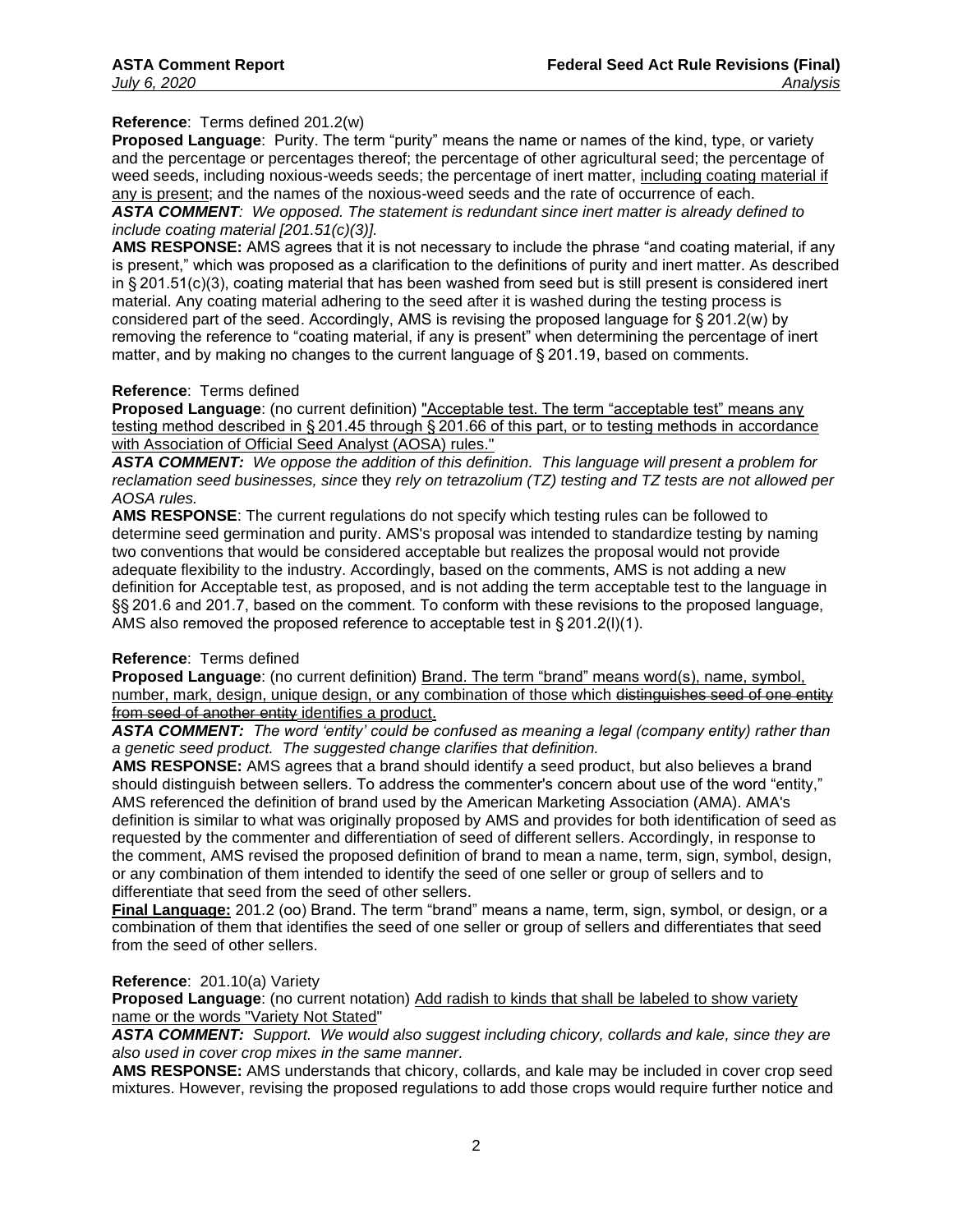**Reference**: Terms defined 201.2(w)

**Proposed Language**: Purity. The term "purity" means the name or names of the kind, type, or variety and the percentage or percentages thereof; the percentage of other agricultural seed; the percentage of weed seeds, including noxious-weeds seeds; the percentage of inert matter, <u>including coating material if any is present</u>; and the names of the noxious-weed seeds and the rate of occurrence of each.

***ASTA COMMENT****: We opposed. The statement is redundant since inert matter is already defined to include coating material [201.51(c)(3)].*

**AMS RESPONSE:** AMS agrees that it is not necessary to include the phrase "and coating material, if any is present," which was proposed as a clarification to the definitions of purity and inert matter. As described in § 201.51(c)(3), coating material that has been washed from seed but is still present is considered inert material. Any coating material adhering to the seed after it is washed during the testing process is considered part of the seed. Accordingly, AMS is revising the proposed language for § 201.2(w) by removing the reference to "coating material, if any is present" when determining the percentage of inert matter, and by making no changes to the current language of § 201.19, based on comments.

**Reference**: Terms defined

**Proposed Language**: (no current definition) <u>"Acceptable test. The term "acceptable test" means any testing method described in § 201.45 through § 201.66 of this part, or to testing methods in accordance with Association of Official Seed Analyst (AOSA) rules."</u>

***ASTA COMMENT:*** *We oppose the addition of this definition. This language will present a problem for reclamation seed businesses, since* they *rely on tetrazolium (TZ) testing and TZ tests are not allowed per AOSA rules.*

**AMS RESPONSE**: The current regulations do not specify which testing rules can be followed to determine seed germination and purity. AMS's proposal was intended to standardize testing by naming two conventions that would be considered acceptable but realizes the proposal would not provide adequate flexibility to the industry. Accordingly, based on the comments, AMS is not adding a new definition for Acceptable test, as proposed, and is not adding the term acceptable test to the language in §§ 201.6 and 201.7, based on the comment. To conform with these revisions to the proposed language, AMS also removed the proposed reference to acceptable test in § 201.2(l)(1).

**Reference**: Terms defined

**Proposed Language**: (no current definition) <u>Brand. The term "brand" means word(s), name, symbol, number, mark, design, unique design, or any combination of those which</u> ~~distinguishes seed of one entity from seed of another entity~~ <u>identifies a product</u>.

***ASTA COMMENT:*** *The word 'entity' could be confused as meaning a legal (company entity) rather than a genetic seed product. The suggested change clarifies that definition.*

**AMS RESPONSE:** AMS agrees that a brand should identify a seed product, but also believes a brand should distinguish between sellers. To address the commenter's concern about use of the word "entity," AMS referenced the definition of brand used by the American Marketing Association (AMA). AMA's definition is similar to what was originally proposed by AMS and provides for both identification of seed as requested by the commenter and differentiation of seed of different sellers. Accordingly, in response to the comment, AMS revised the proposed definition of brand to mean a name, term, sign, symbol, design, or any combination of them intended to identify the seed of one seller or group of sellers and to differentiate that seed from the seed of other sellers.

<u>**Final Language:**</u> 201.2 (oo) Brand. The term "brand" means a name, term, sign, symbol, or design, or a combination of them that identifies the seed of one seller or group of sellers and differentiates that seed from the seed of other sellers.

**Reference**: 201.10(a) Variety

**Proposed Language**: (no current notation) <u>Add radish to kinds that shall be labeled to show variety name or the words "Variety Not Stated</u>"

***ASTA COMMENT:*** *Support. We would also suggest including chicory, collards and kale, since they are also used in cover crop mixes in the same manner.*

**AMS RESPONSE:** AMS understands that chicory, collards, and kale may be included in cover crop seed mixtures. However, revising the proposed regulations to add those crops would require further notice and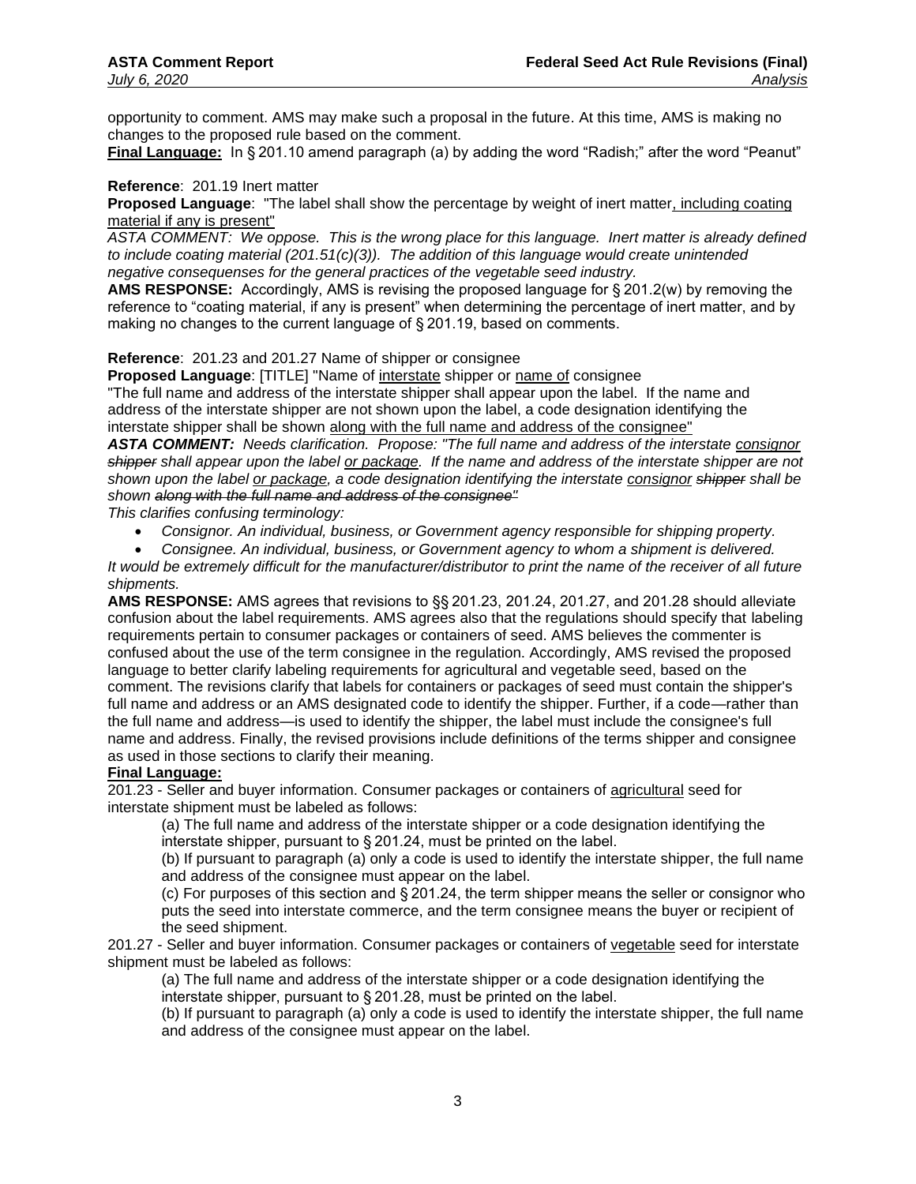opportunity to comment. AMS may make such a proposal in the future. At this time, AMS is making no changes to the proposed rule based on the comment.

**Final Language:** In § 201.10 amend paragraph (a) by adding the word "Radish;" after the word "Peanut"

**Reference**: 201.19 Inert matter

**Proposed Language**: "The label shall show the percentage by weight of inert matter<u>, including coating material if any is present</u>"

*ASTA COMMENT: We oppose. This is the wrong place for this language. Inert matter is already defined to include coating material (201.51(c)(3)). The addition of this language would create unintended negative consequences for the general practices of the vegetable seed industry.*

**AMS RESPONSE:** Accordingly, AMS is revising the proposed language for § 201.2(w) by removing the reference to "coating material, if any is present" when determining the percentage of inert matter, and by making no changes to the current language of § 201.19, based on comments.

**Reference**: 201.23 and 201.27 Name of shipper or consignee

**Proposed Language**: [TITLE] "Name of <u>interstate</u> shipper or <u>name of</u> consignee

"The full name and address of the interstate shipper shall appear upon the label. If the name and address of the interstate shipper are not shown upon the label, a code designation identifying the interstate shipper shall be shown <u>along with the full name and address of the consignee"</u>

***ASTA COMMENT:*** *Needs clarification. Propose: "The full name and address of the interstate <u>consignor</u> ~~shipper~~ shall appear upon the label <u>or package</u>. If the name and address of the interstate shipper are not shown upon the label <u>or package</u>, a code designation identifying the interstate <u>consignor</u> ~~shipper~~ shall be shown ~~along with the full name and address of the consignee"~~*

*This clarifies confusing terminology:*

- *Consignor. An individual, business, or Government agency responsible for shipping property.*
- *Consignee. An individual, business, or Government agency to whom a shipment is delivered.*

*It would be extremely difficult for the manufacturer/distributor to print the name of the receiver of all future shipments.*

**AMS RESPONSE:** AMS agrees that revisions to §§ 201.23, 201.24, 201.27, and 201.28 should alleviate confusion about the label requirements. AMS agrees also that the regulations should specify that labeling requirements pertain to consumer packages or containers of seed. AMS believes the commenter is confused about the use of the term consignee in the regulation. Accordingly, AMS revised the proposed language to better clarify labeling requirements for agricultural and vegetable seed, based on the comment. The revisions clarify that labels for containers or packages of seed must contain the shipper's full name and address or an AMS designated code to identify the shipper. Further, if a code—rather than the full name and address—is used to identify the shipper, the label must include the consignee's full name and address. Finally, the revised provisions include definitions of the terms shipper and consignee as used in those sections to clarify their meaning.

**Final Language:**

201.23 - Seller and buyer information. Consumer packages or containers of <u>agricultural</u> seed for interstate shipment must be labeled as follows:

(a) The full name and address of the interstate shipper or a code designation identifying the interstate shipper, pursuant to § 201.24, must be printed on the label.

(b) If pursuant to paragraph (a) only a code is used to identify the interstate shipper, the full name and address of the consignee must appear on the label.

(c) For purposes of this section and § 201.24, the term shipper means the seller or consignor who puts the seed into interstate commerce, and the term consignee means the buyer or recipient of the seed shipment.

201.27 - Seller and buyer information. Consumer packages or containers of <u>vegetable</u> seed for interstate shipment must be labeled as follows:

(a) The full name and address of the interstate shipper or a code designation identifying the interstate shipper, pursuant to § 201.28, must be printed on the label.

(b) If pursuant to paragraph (a) only a code is used to identify the interstate shipper, the full name and address of the consignee must appear on the label.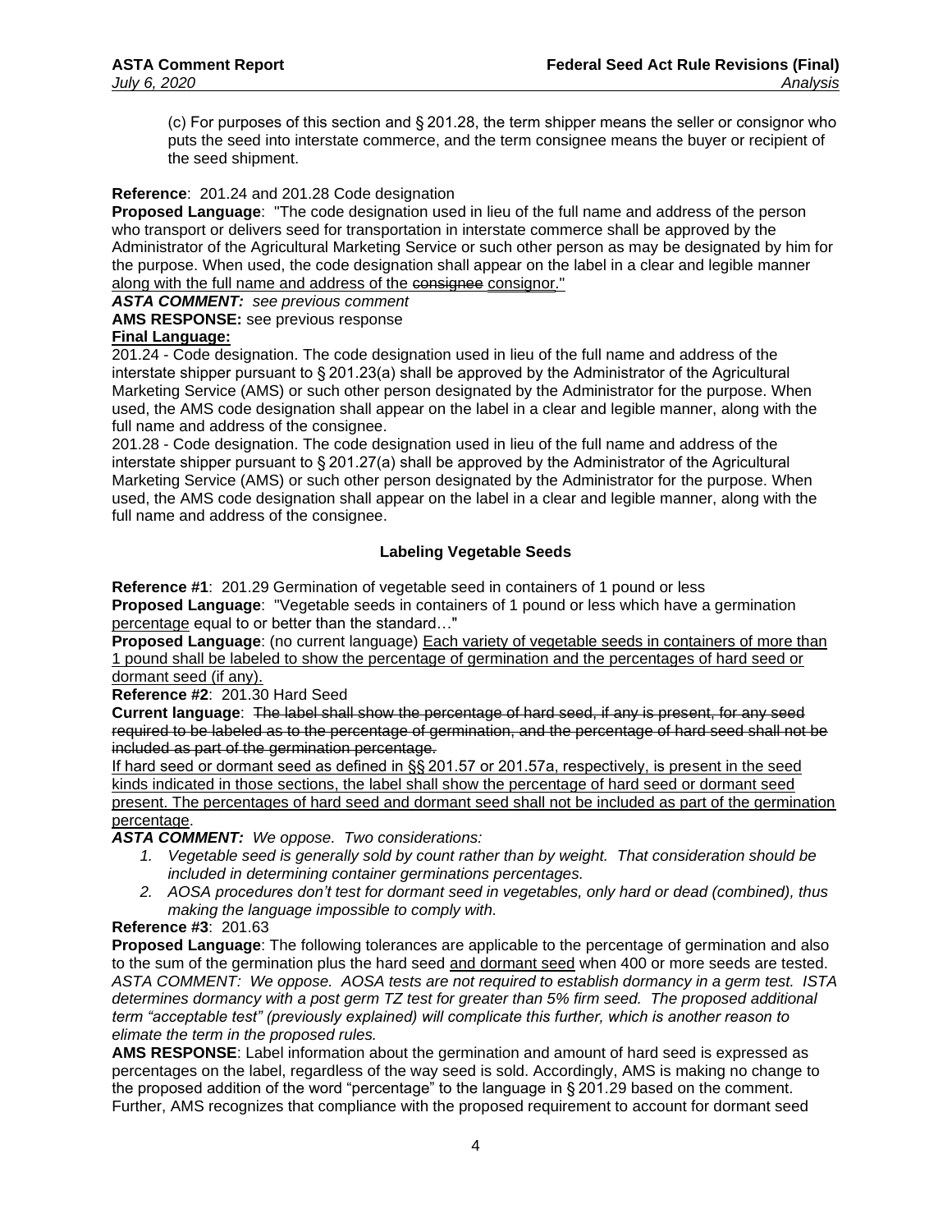(c) For purposes of this section and § 201.28, the term shipper means the seller or consignor who puts the seed into interstate commerce, and the term consignee means the buyer or recipient of the seed shipment.

**Reference**: 201.24 and 201.28 Code designation

**Proposed Language**: "The code designation used in lieu of the full name and address of the person who transport or delivers seed for transportation in interstate commerce shall be approved by the Administrator of the Agricultural Marketing Service or such other person as may be designated by him for the purpose. When used, the code designation shall appear on the label in a clear and legible manner <u>along with the full name and address of the ~~consignee~~ consignor</u>."

***ASTA COMMENT:*** *see previous comment*

**AMS RESPONSE:** see previous response

<u>**Final Language:**</u>

<u>201.24 - Code designation. The code designation used in lieu of the full name and address of the interstate shipper pursuant to § 201.23(a) shall be approved by the Administrator of the Agricultural Marketing Service (AMS) or such other person designated by the Administrator for the purpose. When used, the AMS code designation shall appear on the label in a clear and legible manner, along with the full name and address of the consignee.</u>

<u>201.28 - Code designation. The code designation used in lieu of the full name and address of the interstate shipper pursuant to § 201.27(a) shall be approved by the Administrator of the Agricultural Marketing Service (AMS) or such other person designated by the Administrator for the purpose. When used, the AMS code designation shall appear on the label in a clear and legible manner, along with the full name and address of the consignee.</u>

### Labeling Vegetable Seeds

**Reference #1**: 201.29 Germination of vegetable seed in containers of 1 pound or less

**Proposed Language**: "Vegetable seeds in containers of 1 pound or less which have a germination <u>percentage</u> equal to or better than the standard…"

**Proposed Language**: (no current language) <u>Each variety of vegetable seeds in containers of more than 1 pound shall be labeled to show the percentage of germination and the percentages of hard seed or dormant seed (if any).</u>

**Reference #2**: 201.30 Hard Seed

**Current language**: ~~The label shall show the percentage of hard seed, if any is present, for any seed required to be labeled as to the percentage of germination, and the percentage of hard seed shall not be included as part of the germination percentage.~~

<u>If hard seed or dormant seed as defined in §§ 201.57 or 201.57a, respectively, is present in the seed kinds indicated in those sections, the label shall show the percentage of hard seed or dormant seed present. The percentages of hard seed and dormant seed shall not be included as part of the germination percentage</u>.

***ASTA COMMENT:*** *We oppose. Two considerations:*

1. *Vegetable seed is generally sold by count rather than by weight. That consideration should be included in determining container germinations percentages.*
2. *AOSA procedures don't test for dormant seed in vegetables, only hard or dead (combined), thus making the language impossible to comply with.*

**Reference #3**: 201.63

**Proposed Language**: The following tolerances are applicable to the percentage of germination and also to the sum of the germination plus the hard seed <u>and dormant seed</u> when 400 or more seeds are tested.

*ASTA COMMENT: We oppose. AOSA tests are not required to establish dormancy in a germ test. ISTA determines dormancy with a post germ TZ test for greater than 5% firm seed. The proposed additional term "acceptable test" (previously explained) will complicate this further, which is another reason to elimate the term in the proposed rules.*

**AMS RESPONSE**: Label information about the germination and amount of hard seed is expressed as percentages on the label, regardless of the way seed is sold. Accordingly, AMS is making no change to the proposed addition of the word "percentage" to the language in § 201.29 based on the comment. Further, AMS recognizes that compliance with the proposed requirement to account for dormant seed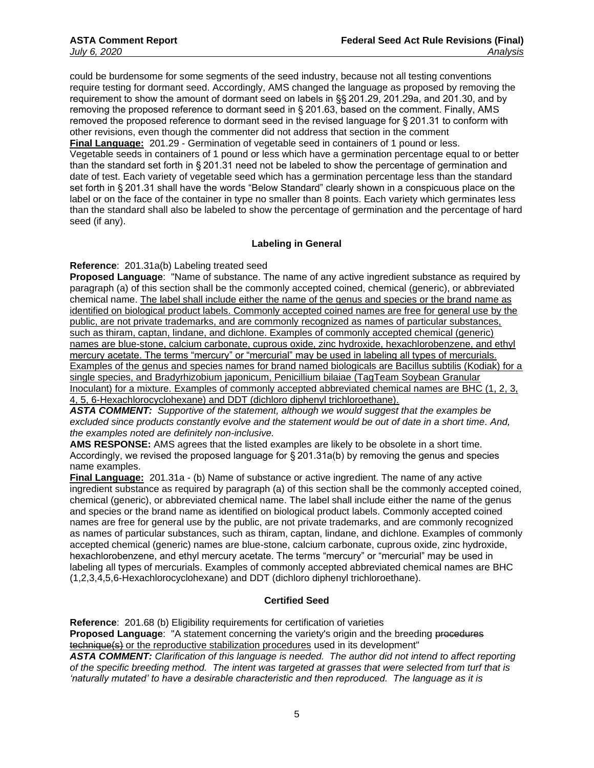could be burdensome for some segments of the seed industry, because not all testing conventions require testing for dormant seed. Accordingly, AMS changed the language as proposed by removing the requirement to show the amount of dormant seed on labels in §§ 201.29, 201.29a, and 201.30, and by removing the proposed reference to dormant seed in § 201.63, based on the comment. Finally, AMS removed the proposed reference to dormant seed in the revised language for § 201.31 to conform with other revisions, even though the commenter did not address that section in the comment

**Final Language:** 201.29 - Germination of vegetable seed in containers of 1 pound or less. Vegetable seeds in containers of 1 pound or less which have a germination percentage equal to or better than the standard set forth in § 201.31 need not be labeled to show the percentage of germination and date of test. Each variety of vegetable seed which has a germination percentage less than the standard set forth in § 201.31 shall have the words "Below Standard" clearly shown in a conspicuous place on the label or on the face of the container in type no smaller than 8 points. Each variety which germinates less than the standard shall also be labeled to show the percentage of germination and the percentage of hard seed (if any).

### Labeling in General

**Reference**: 201.31a(b) Labeling treated seed

**Proposed Language**: "Name of substance. The name of any active ingredient substance as required by paragraph (a) of this section shall be the commonly accepted coined, chemical (generic), or abbreviated chemical name. <u>The label shall include either the name of the genus and species or the brand name as identified on biological product labels. Commonly accepted coined names are free for general use by the public, are not private trademarks, and are commonly recognized as names of particular substances, such as thiram, captan, lindane, and dichlone. Examples of commonly accepted chemical (generic) names are blue-stone, calcium carbonate, cuprous oxide, zinc hydroxide, hexachlorobenzene, and ethyl mercury acetate. The terms "mercury" or "mercurial" may be used in labeling all types of mercurials. Examples of the genus and species names for brand named biologicals are Bacillus subtilis (Kodiak) for a single species, and Bradyrhizobium japonicum, Penicillium bilaiae (TagTeam Soybean Granular Inoculant) for a mixture. Examples of commonly accepted abbreviated chemical names are BHC (1, 2, 3, 4, 5, 6-Hexachlorocyclohexane) and DDT (dichloro diphenyl trichloroethane).</u>

***ASTA COMMENT:*** *Supportive of the statement, although we would suggest that the examples be excluded since products constantly evolve and the statement would be out of date in a short time. And, the examples noted are definitely non-inclusive.*

**AMS RESPONSE:** AMS agrees that the listed examples are likely to be obsolete in a short time. Accordingly, we revised the proposed language for § 201.31a(b) by removing the genus and species name examples.

**Final Language:** 201.31a - (b) Name of substance or active ingredient. The name of any active ingredient substance as required by paragraph (a) of this section shall be the commonly accepted coined, chemical (generic), or abbreviated chemical name. The label shall include either the name of the genus and species or the brand name as identified on biological product labels. Commonly accepted coined names are free for general use by the public, are not private trademarks, and are commonly recognized as names of particular substances, such as thiram, captan, lindane, and dichlone. Examples of commonly accepted chemical (generic) names are blue-stone, calcium carbonate, cuprous oxide, zinc hydroxide, hexachlorobenzene, and ethyl mercury acetate. The terms "mercury" or "mercurial" may be used in labeling all types of mercurials. Examples of commonly accepted abbreviated chemical names are BHC (1,2,3,4,5,6-Hexachlorocyclohexane) and DDT (dichloro diphenyl trichloroethane).

### Certified Seed

**Reference**: 201.68 (b) Eligibility requirements for certification of varieties

**Proposed Language**: "A statement concerning the variety's origin and the breeding ~~procedures~~ <u>~~technique(s)~~ or the reproductive stabilization procedures</u> used in its development"

***ASTA COMMENT:*** *Clarification of this language is needed. The author did not intend to affect reporting of the specific breeding method. The intent was targeted at grasses that were selected from turf that is 'naturally mutated' to have a desirable characteristic and then reproduced. The language as it is*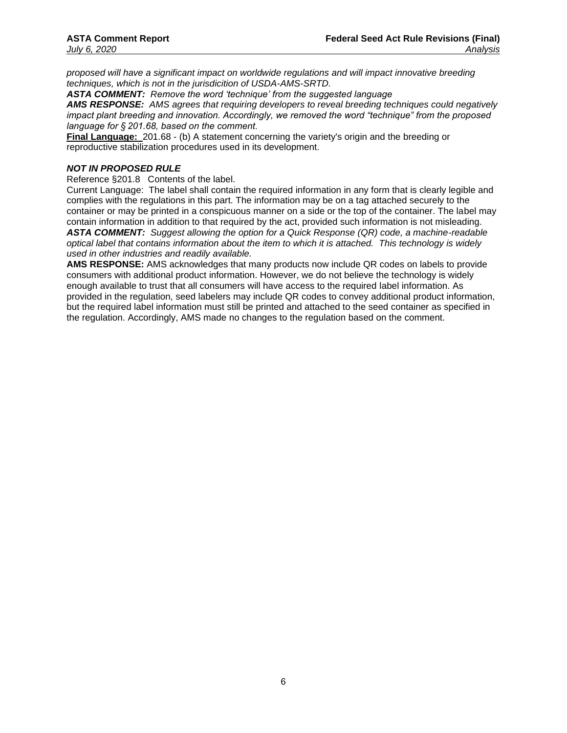*proposed will have a significant impact on worldwide regulations and will impact innovative breeding techniques, which is not in the jurisdicition of USDA-AMS-SRTD.*

***ASTA COMMENT:*** *Remove the word 'technique' from the suggested language*

***AMS RESPONSE:*** *AMS agrees that requiring developers to reveal breeding techniques could negatively impact plant breeding and innovation. Accordingly, we removed the word "technique" from the proposed language for § 201.68, based on the comment.*

**Final Language:** 201.68 - (b) A statement concerning the variety's origin and the breeding or reproductive stabilization procedures used in its development.

***NOT IN PROPOSED RULE***

Reference §201.8 Contents of the label.

Current Language: The label shall contain the required information in any form that is clearly legible and complies with the regulations in this part. The information may be on a tag attached securely to the container or may be printed in a conspicuous manner on a side or the top of the container. The label may contain information in addition to that required by the act, provided such information is not misleading.

***ASTA COMMENT:*** *Suggest allowing the option for a Quick Response (QR) code, a machine-readable optical label that contains information about the item to which it is attached. This technology is widely used in other industries and readily available.*

**AMS RESPONSE:** AMS acknowledges that many products now include QR codes on labels to provide consumers with additional product information. However, we do not believe the technology is widely enough available to trust that all consumers will have access to the required label information. As provided in the regulation, seed labelers may include QR codes to convey additional product information, but the required label information must still be printed and attached to the seed container as specified in the regulation. Accordingly, AMS made no changes to the regulation based on the comment.